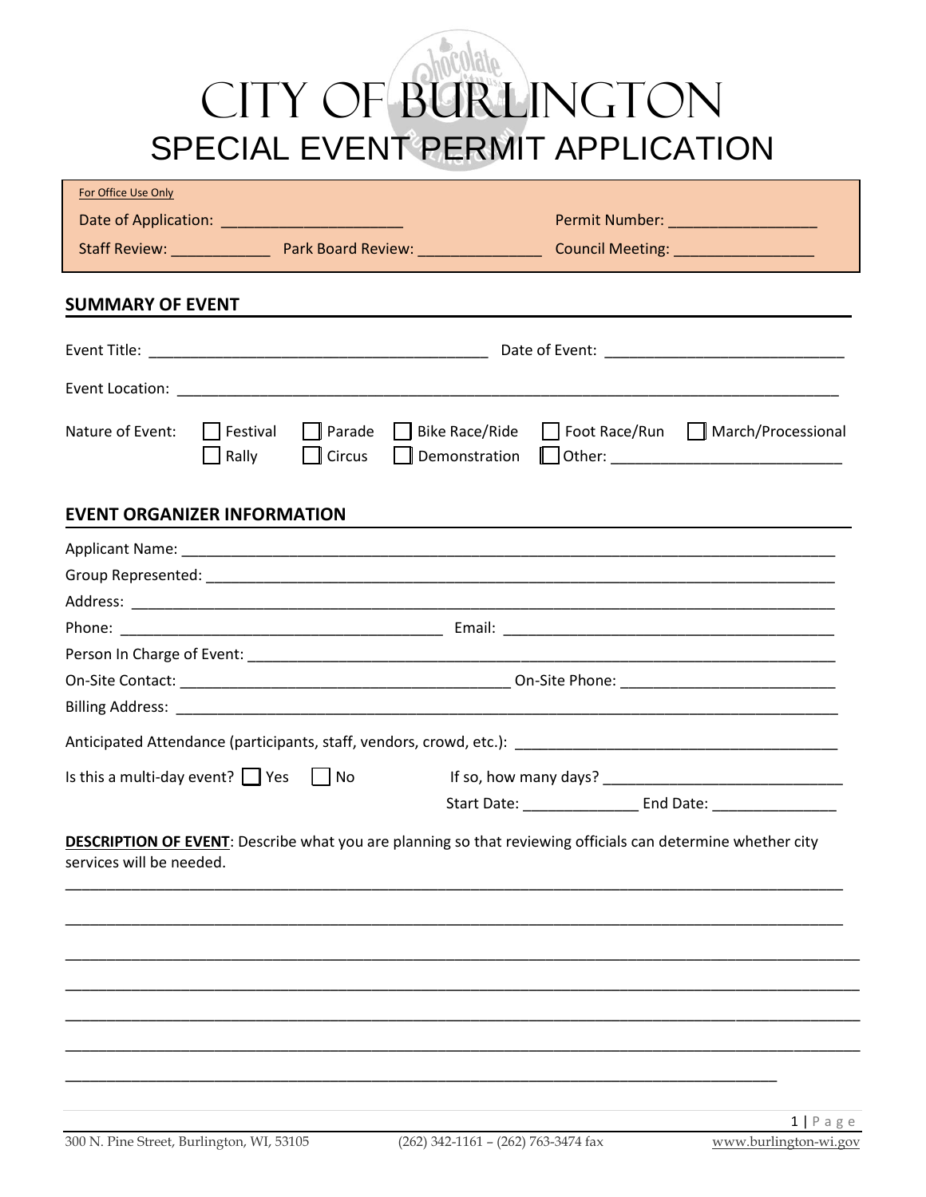# CITY OF BURLINGTON

## SPECIAL EVENT PERMIT APPLICATION

For Office Use Only

Date of Application: ______________________ Permit Number: __________________

Staff Review: ____________ Park Board Review: _______________ Council Meeting: _________________

## SUMMARY OF EVENT

Event Title: ___________________________________________ Date of Event: ______________________________

Event Location: _____________________________________________________________________________________

Nature of Event: ☐ Festival ☐ Parade ☐ Bike Race/Ride ☐ Foot Race/Run ☐ March/Processional
☐ Rally ☐ Circus ☐ Demonstration ☐ Other: ____________________________

## EVENT ORGANIZER INFORMATION

Applicant Name: ______________________________________________________________________________

Group Represented: ___________________________________________________________________________

Address: _____________________________________________________________________________________

Phone: ________________________________________ Email: __________________________________________

Person In Charge of Event: ____________________________________________________________________

On-Site Contact: __________________________________________ On-Site Phone: ___________________________

Billing Address: _______________________________________________________________________________

Anticipated Attendance (participants, staff, vendors, crowd, etc.): ________________________________________

Is this a multi-day event? ☐ Yes ☐ No If so, how many days? ______________________________

Start Date: _______________ End Date: ________________

**DESCRIPTION OF EVENT**: Describe what you are planning so that reviewing officials can determine whether city services will be needed.

_____________________________________________________________________________________________

_____________________________________________________________________________________________

_____________________________________________________________________________________________

_____________________________________________________________________________________________

_____________________________________________________________________________________________

_____________________________________________________________________________________________

_____________________________________________________________________________________________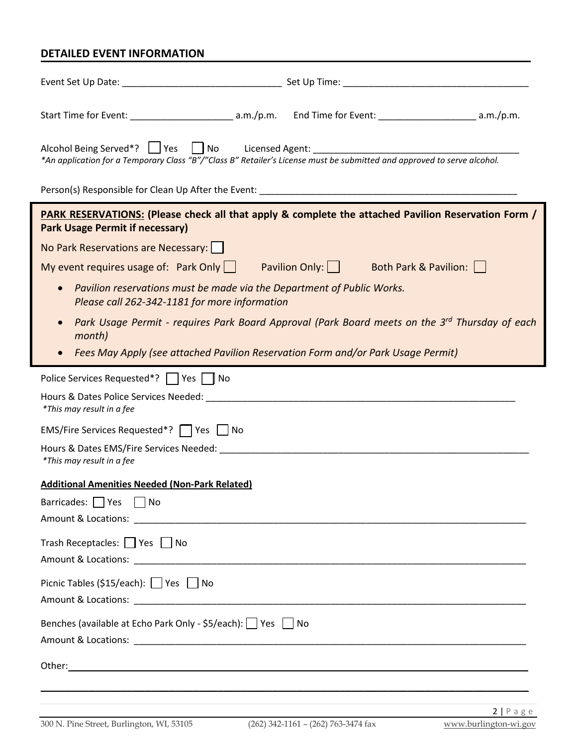## DETAILED EVENT INFORMATION

Event Set Up Date: ______________________________ Set Up Time: ___________________________________

Start Time for Event: ___________________ a.m./p.m. End Time for Event: __________________ a.m./p.m.

Alcohol Being Served*? ☐ Yes ☐ No Licensed Agent: ______________________________________

*\*An application for a Temporary Class "B"/"Class B" Retailer's License must be submitted and approved to serve alcohol.*

Person(s) Responsible for Clean Up After the Event: _______________________________________________

**PARK RESERVATIONS: (Please check all that apply & complete the attached Pavilion Reservation Form / Park Usage Permit if necessary)**

No Park Reservations are Necessary: ☐

My event requires usage of: Park Only ☐ Pavilion Only: ☐ Both Park & Pavilion: ☐

- *Pavilion reservations must be made via the Department of Public Works. Please call 262-342-1181 for more information*
- *Park Usage Permit - requires Park Board Approval (Park Board meets on the 3rd Thursday of each month)*
- *Fees May Apply (see attached Pavilion Reservation Form and/or Park Usage Permit)*

Police Services Requested*? ☐ Yes ☐ No

Hours & Dates Police Services Needed: ___________________________________________________________

*\*This may result in a fee*

EMS/Fire Services Requested*? ☐ Yes ☐ No

Hours & Dates EMS/Fire Services Needed: ________________________________________________________

*\*This may result in a fee*

**Additional Amenities Needed (Non-Park Related)**

Barricades: ☐ Yes ☐ No

Amount & Locations: ___________________________________________________________________________

Trash Receptacles: ☐ Yes ☐ No

Amount & Locations: ___________________________________________________________________________

Picnic Tables ($15/each): ☐ Yes ☐ No

Amount & Locations: ___________________________________________________________________________

Benches (available at Echo Park Only - $5/each): ☐ Yes ☐ No

Amount & Locations: ___________________________________________________________________________

Other: _______________________________________________________________________________________

_____________________________________________________________________________________________

300 N. Pine Street, Burlington, WI, 53105 (262) 342-1161 – (262) 763-3474 fax www.burlington-wi.gov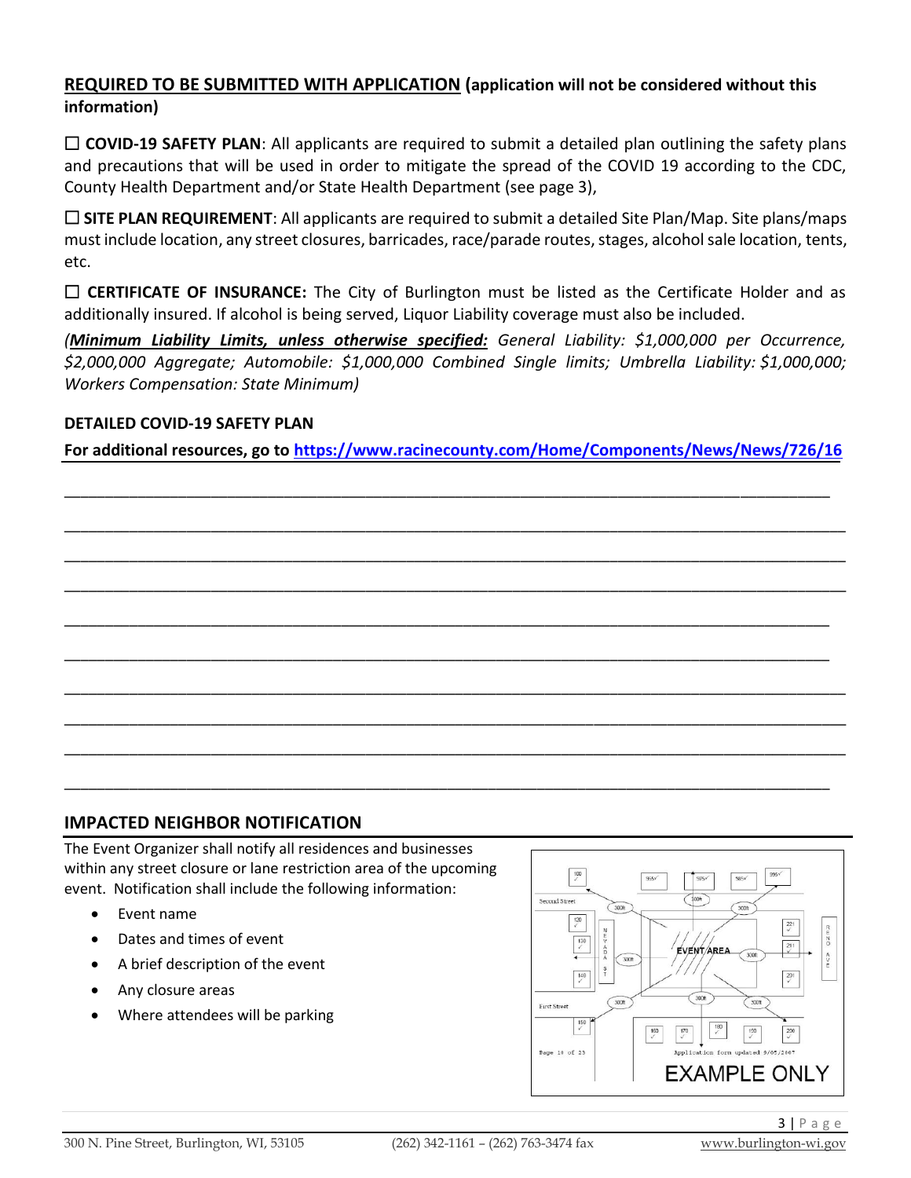## REQUIRED TO BE SUBMITTED WITH APPLICATION (application will not be considered without this information)

☐ **COVID-19 SAFETY PLAN**: All applicants are required to submit a detailed plan outlining the safety plans and precautions that will be used in order to mitigate the spread of the COVID 19 according to the CDC, County Health Department and/or State Health Department (see page 3),

☐ **SITE PLAN REQUIREMENT**: All applicants are required to submit a detailed Site Plan/Map. Site plans/maps must include location, any street closures, barricades, race/parade routes, stages, alcohol sale location, tents, etc.

☐ **CERTIFICATE OF INSURANCE:** The City of Burlington must be listed as the Certificate Holder and as additionally insured. If alcohol is being served, Liquor Liability coverage must also be included.

*(**Minimum Liability Limits, unless otherwise specified:** General Liability: $1,000,000 per Occurrence, $2,000,000 Aggregate; Automobile: $1,000,000 Combined Single limits; Umbrella Liability: $1,000,000; Workers Compensation: State Minimum)*

**DETAILED COVID-19 SAFETY PLAN**

**For additional resources, go to https://www.racinecounty.com/Home/Components/News/News/726/16**

______________________________________________________________________________

______________________________________________________________________________

______________________________________________________________________________

______________________________________________________________________________

______________________________________________________________________________

______________________________________________________________________________

______________________________________________________________________________

______________________________________________________________________________

______________________________________________________________________________

______________________________________________________________________________

## IMPACTED NEIGHBOR NOTIFICATION

The Event Organizer shall notify all residences and businesses within any street closure or lane restriction area of the upcoming event. Notification shall include the following information:

- Event name
- Dates and times of event
- A brief description of the event
- Any closure areas
- Where attendees will be parking

EXAMPLE ONLY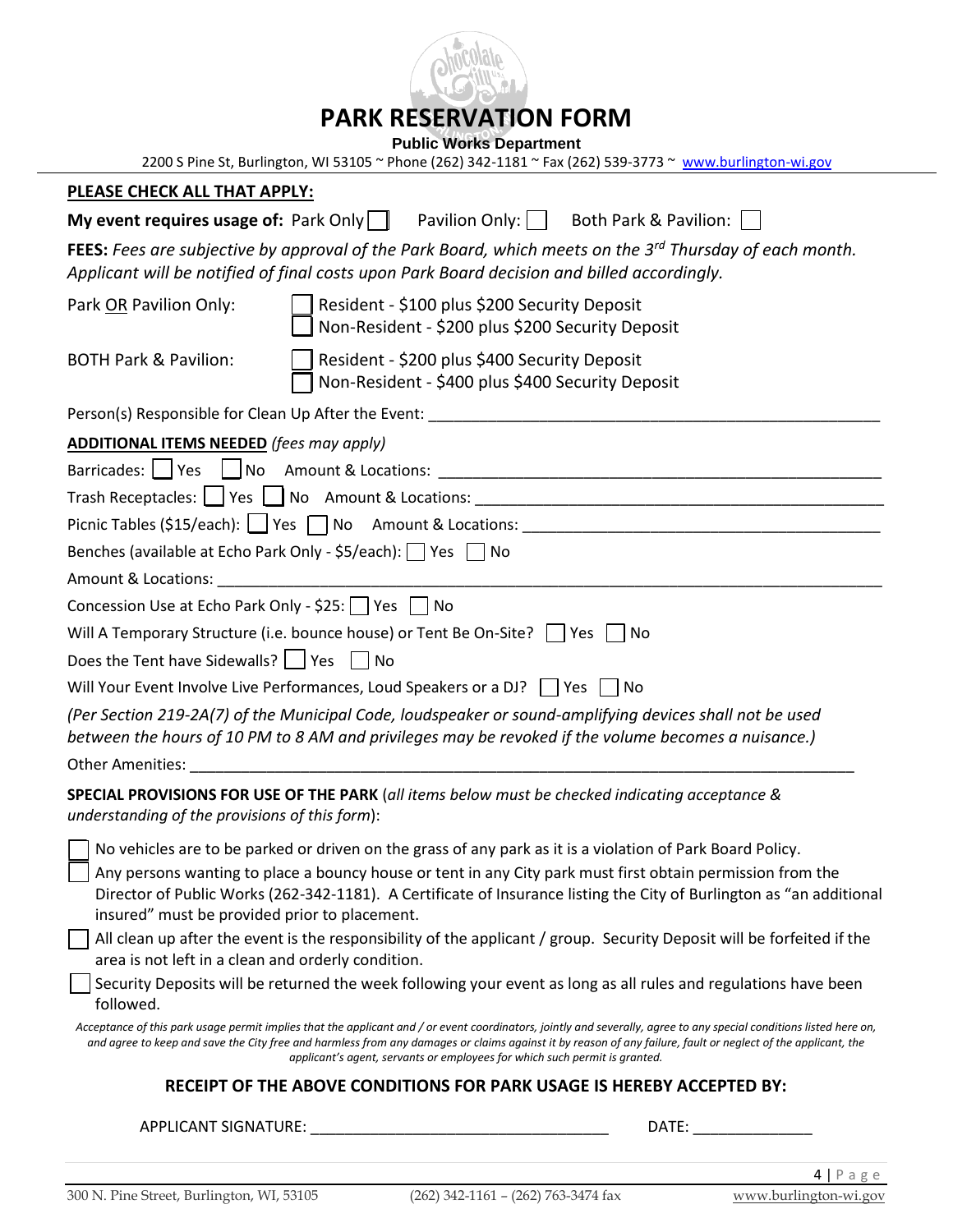# PARK RESERVATION FORM

**Public Works Department**

2200 S Pine St, Burlington, WI 53105 ~ Phone (262) 342-1181 ~ Fax (262) 539-3773 ~ www.burlington-wi.gov

**PLEASE CHECK ALL THAT APPLY:**

**My event requires usage of:** Park Only ☐ Pavilion Only: ☐ Both Park & Pavilion: ☐

**FEES:** *Fees are subjective by approval of the Park Board, which meets on the 3rd Thursday of each month. Applicant will be notified of final costs upon Park Board decision and billed accordingly.*

Park OR Pavilion Only:
- ☐ Resident - $100 plus $200 Security Deposit
- ☐ Non-Resident - $200 plus $200 Security Deposit

BOTH Park & Pavilion:
- ☐ Resident - $200 plus $400 Security Deposit
- ☐ Non-Resident - $400 plus $400 Security Deposit

Person(s) Responsible for Clean Up After the Event: ______________________________

**ADDITIONAL ITEMS NEEDED** *(fees may apply)*

Barricades: ☐ Yes ☐ No Amount & Locations: ______________________________

Trash Receptacles: ☐ Yes ☐ No Amount & Locations: ______________________________

Picnic Tables ($15/each): ☐ Yes ☐ No Amount & Locations: ______________________________

Benches (available at Echo Park Only - $5/each): ☐ Yes ☐ No

Amount & Locations: ______________________________

Concession Use at Echo Park Only - $25: ☐ Yes ☐ No

Will A Temporary Structure (i.e. bounce house) or Tent Be On-Site? ☐ Yes ☐ No

Does the Tent have Sidewalls? ☐ Yes ☐ No

Will Your Event Involve Live Performances, Loud Speakers or a DJ? ☐ Yes ☐ No

*(Per Section 219-2A(7) of the Municipal Code, loudspeaker or sound-amplifying devices shall not be used between the hours of 10 PM to 8 AM and privileges may be revoked if the volume becomes a nuisance.)*

Other Amenities: ______________________________

**SPECIAL PROVISIONS FOR USE OF THE PARK** (*all items below must be checked indicating acceptance & understanding of the provisions of this form*):

- ☐ No vehicles are to be parked or driven on the grass of any park as it is a violation of Park Board Policy.
- ☐ Any persons wanting to place a bouncy house or tent in any City park must first obtain permission from the Director of Public Works (262-342-1181). A Certificate of Insurance listing the City of Burlington as "an additional insured" must be provided prior to placement.
- ☐ All clean up after the event is the responsibility of the applicant / group. Security Deposit will be forfeited if the area is not left in a clean and orderly condition.
- ☐ Security Deposits will be returned the week following your event as long as all rules and regulations have been followed.

*Acceptance of this park usage permit implies that the applicant and / or event coordinators, jointly and severally, agree to any special conditions listed here on, and agree to keep and save the City free and harmless from any damages or claims against it by reason of any failure, fault or neglect of the applicant, the applicant's agent, servants or employees for which such permit is granted.*

**RECEIPT OF THE ABOVE CONDITIONS FOR PARK USAGE IS HEREBY ACCEPTED BY:**

APPLICANT SIGNATURE: ______________________________ DATE: ______________

300 N. Pine Street, Burlington, WI, 53105 (262) 342-1161 – (262) 763-3474 fax www.burlington-wi.gov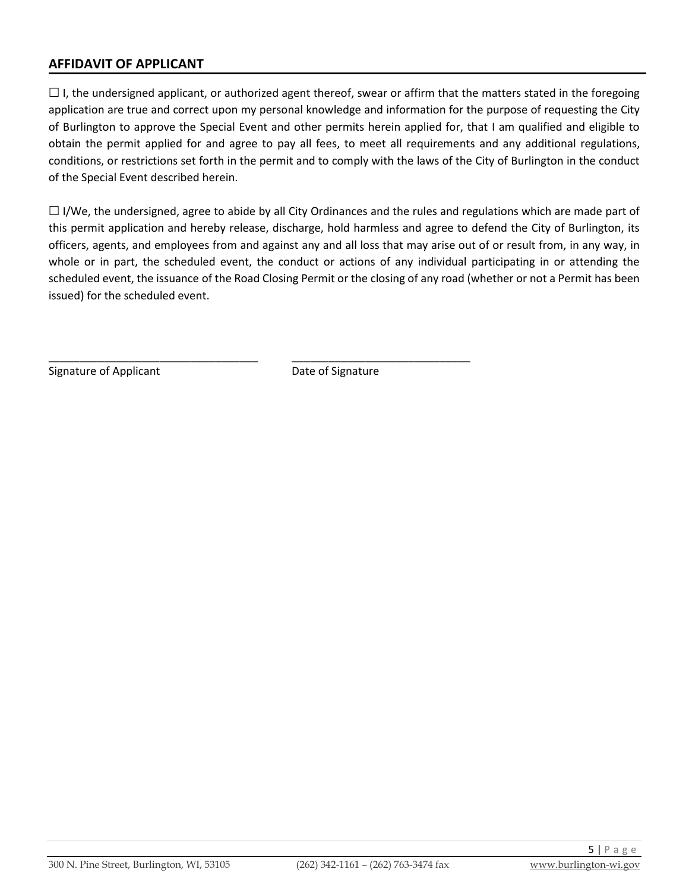## AFFIDAVIT OF APPLICANT

☐ I, the undersigned applicant, or authorized agent thereof, swear or affirm that the matters stated in the foregoing application are true and correct upon my personal knowledge and information for the purpose of requesting the City of Burlington to approve the Special Event and other permits herein applied for, that I am qualified and eligible to obtain the permit applied for and agree to pay all fees, to meet all requirements and any additional regulations, conditions, or restrictions set forth in the permit and to comply with the laws of the City of Burlington in the conduct of the Special Event described herein.

☐ I/We, the undersigned, agree to abide by all City Ordinances and the rules and regulations which are made part of this permit application and hereby release, discharge, hold harmless and agree to defend the City of Burlington, its officers, agents, and employees from and against any and all loss that may arise out of or result from, in any way, in whole or in part, the scheduled event, the conduct or actions of any individual participating in or attending the scheduled event, the issuance of the Road Closing Permit or the closing of any road (whether or not a Permit has been issued) for the scheduled event.

___________________________________ ______________________________

Signature of Applicant Date of Signature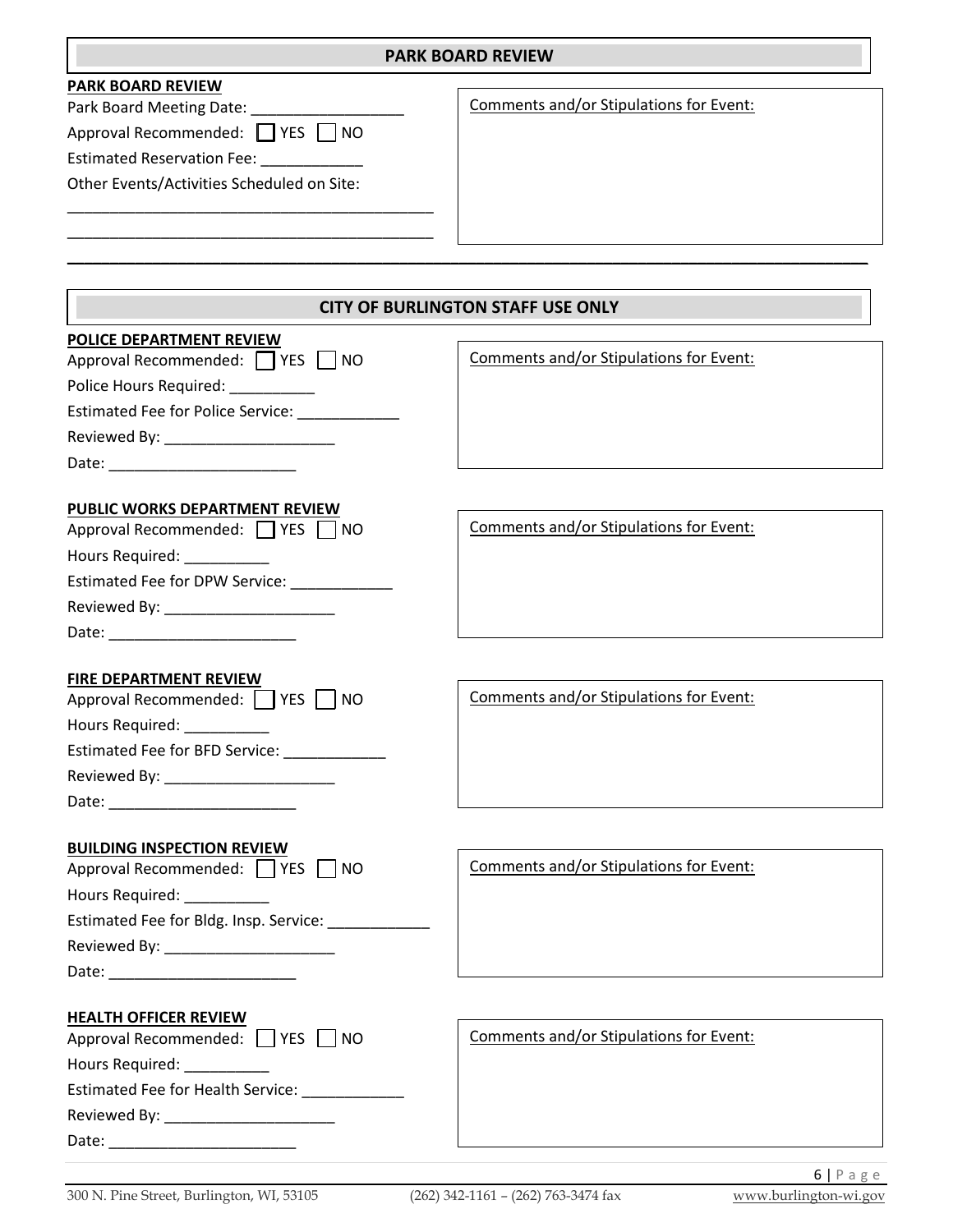## PARK BOARD REVIEW

**PARK BOARD REVIEW**

Park Board Meeting Date: ___________________

Approval Recommended: ☐ YES ☐ NO

Estimated Reservation Fee: ____________

Other Events/Activities Scheduled on Site:

_____________________________________________

_____________________________________________

Comments and/or Stipulations for Event:

## CITY OF BURLINGTON STAFF USE ONLY

**POLICE DEPARTMENT REVIEW**

Approval Recommended: ☐ YES ☐ NO

Police Hours Required: __________

Estimated Fee for Police Service: ____________

Reviewed By: _____________________

Date: _______________________

Comments and/or Stipulations for Event:

**PUBLIC WORKS DEPARTMENT REVIEW**

Approval Recommended: ☐ YES ☐ NO

Hours Required: __________

Estimated Fee for DPW Service: ____________

Reviewed By: _____________________

Date: _______________________

Comments and/or Stipulations for Event:

**FIRE DEPARTMENT REVIEW**

Approval Recommended: ☐ YES ☐ NO

Hours Required: __________

Estimated Fee for BFD Service: ____________

Reviewed By: _____________________

Date: _______________________

Comments and/or Stipulations for Event:

**BUILDING INSPECTION REVIEW**

Approval Recommended: ☐ YES ☐ NO

Hours Required: __________

Estimated Fee for Bldg. Insp. Service: ____________

Reviewed By: _____________________

Date: _______________________

Comments and/or Stipulations for Event:

**HEALTH OFFICER REVIEW**

Approval Recommended: ☐ YES ☐ NO

Hours Required: __________

Estimated Fee for Health Service: ____________

Reviewed By: _____________________

Date: _______________________

Comments and/or Stipulations for Event:

300 N. Pine Street, Burlington, WI, 53105 (262) 342-1161 – (262) 763-3474 fax www.burlington-wi.gov